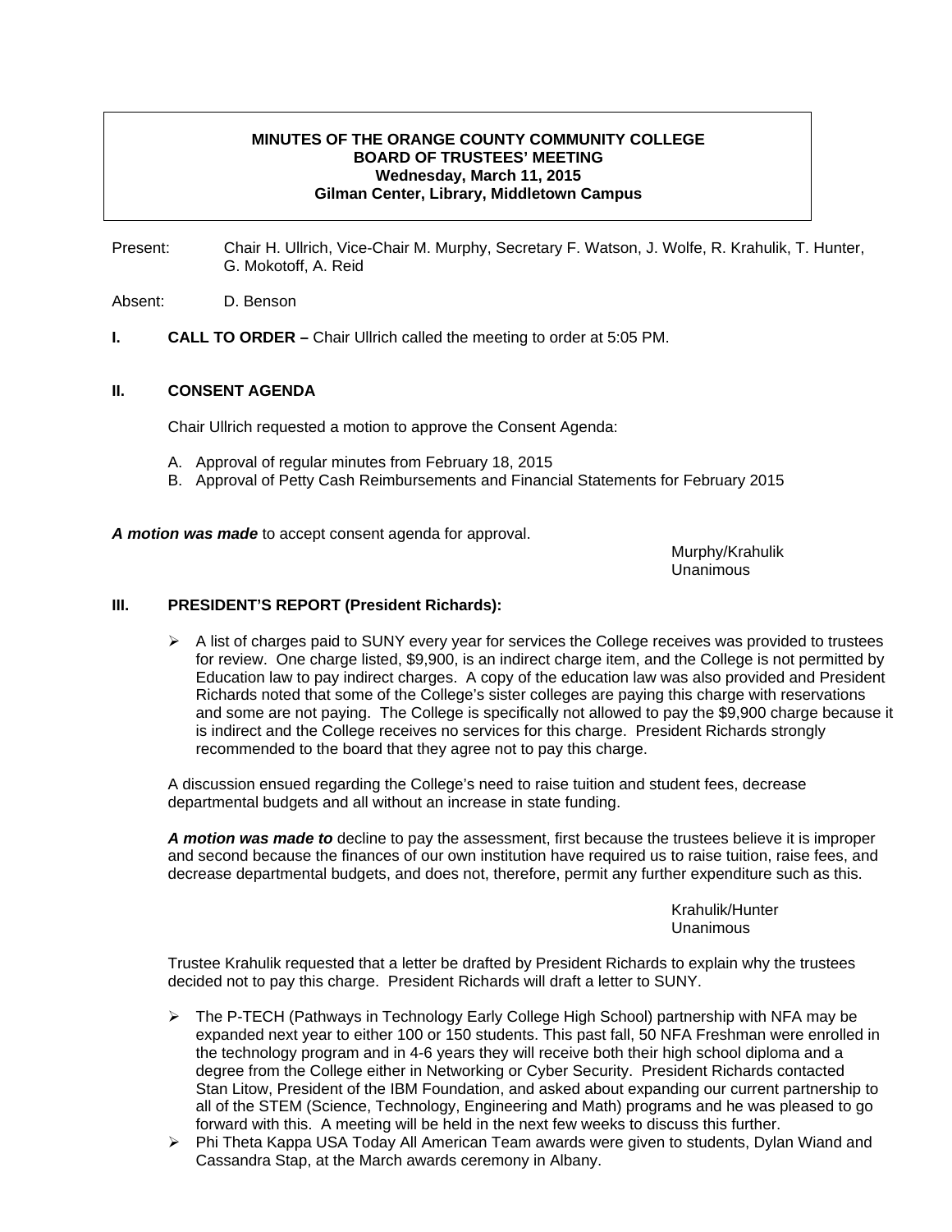**MINUTES OF THE ORANGE COUNTY COMMUNITY COLLEGE**
**BOARD OF TRUSTEES' MEETING**
**Wednesday, March 11, 2015**
**Gilman Center, Library, Middletown Campus**

Present: Chair H. Ullrich, Vice-Chair M. Murphy, Secretary F. Watson, J. Wolfe, R. Krahulik, T. Hunter, G. Mokotoff, A. Reid

Absent: D. Benson

**I. CALL TO ORDER –** Chair Ullrich called the meeting to order at 5:05 PM.

**II. CONSENT AGENDA**

Chair Ullrich requested a motion to approve the Consent Agenda:

A. Approval of regular minutes from February 18, 2015
B. Approval of Petty Cash Reimbursements and Financial Statements for February 2015

***A motion was made*** to accept consent agenda for approval.

Murphy/Krahulik
Unanimous

**III. PRESIDENT'S REPORT (President Richards):**

- A list of charges paid to SUNY every year for services the College receives was provided to trustees for review. One charge listed, $9,900, is an indirect charge item, and the College is not permitted by Education law to pay indirect charges. A copy of the education law was also provided and President Richards noted that some of the College's sister colleges are paying this charge with reservations and some are not paying. The College is specifically not allowed to pay the $9,900 charge because it is indirect and the College receives no services for this charge. President Richards strongly recommended to the board that they agree not to pay this charge.

A discussion ensued regarding the College's need to raise tuition and student fees, decrease departmental budgets and all without an increase in state funding.

***A motion was made to*** decline to pay the assessment, first because the trustees believe it is improper and second because the finances of our own institution have required us to raise tuition, raise fees, and decrease departmental budgets, and does not, therefore, permit any further expenditure such as this.

Krahulik/Hunter
Unanimous

Trustee Krahulik requested that a letter be drafted by President Richards to explain why the trustees decided not to pay this charge. President Richards will draft a letter to SUNY.

- The P-TECH (Pathways in Technology Early College High School) partnership with NFA may be expanded next year to either 100 or 150 students. This past fall, 50 NFA Freshman were enrolled in the technology program and in 4-6 years they will receive both their high school diploma and a degree from the College either in Networking or Cyber Security. President Richards contacted Stan Litow, President of the IBM Foundation, and asked about expanding our current partnership to all of the STEM (Science, Technology, Engineering and Math) programs and he was pleased to go forward with this. A meeting will be held in the next few weeks to discuss this further.
- Phi Theta Kappa USA Today All American Team awards were given to students, Dylan Wiand and Cassandra Stap, at the March awards ceremony in Albany.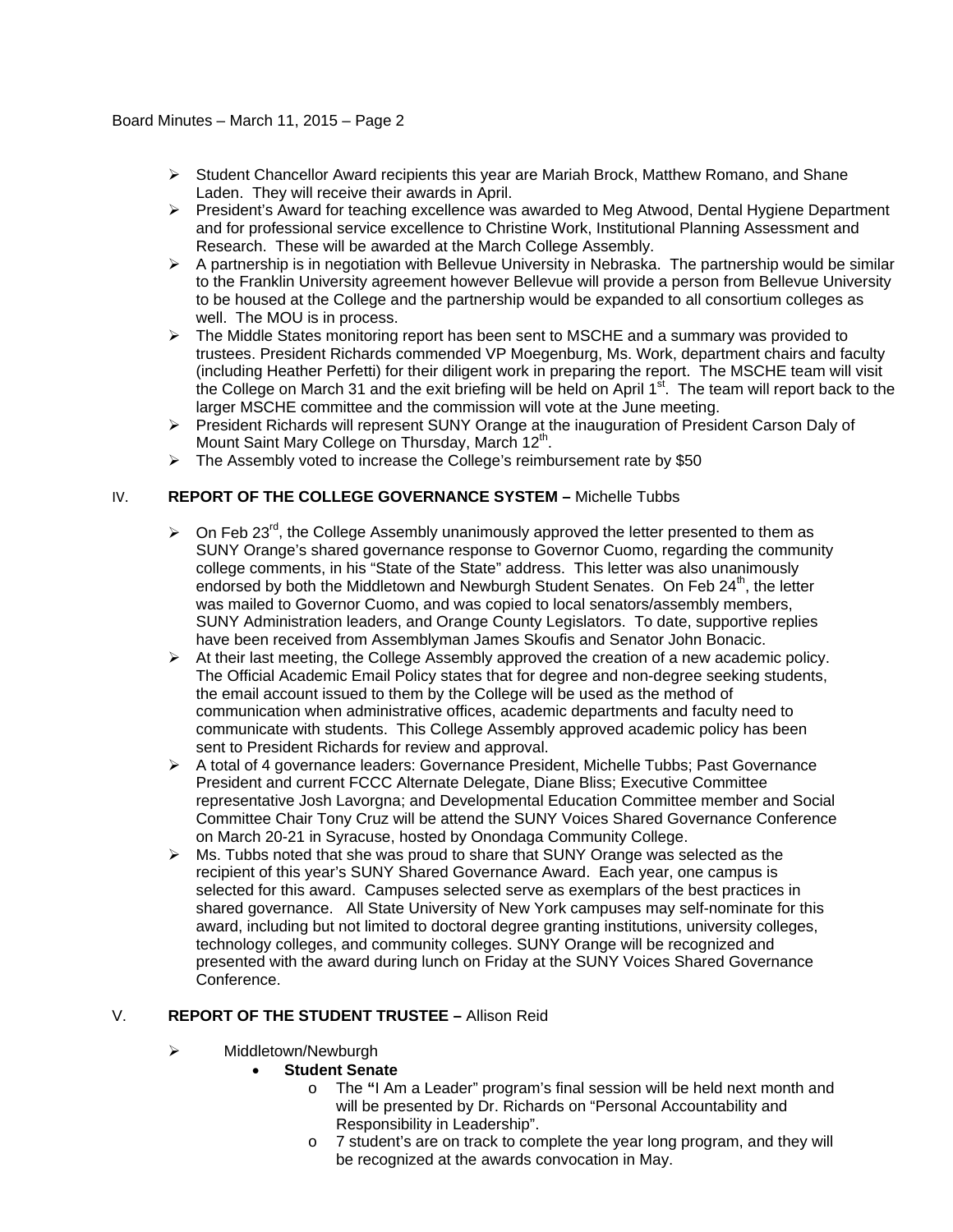- Student Chancellor Award recipients this year are Mariah Brock, Matthew Romano, and Shane Laden. They will receive their awards in April.
- President's Award for teaching excellence was awarded to Meg Atwood, Dental Hygiene Department and for professional service excellence to Christine Work, Institutional Planning Assessment and Research. These will be awarded at the March College Assembly.
- A partnership is in negotiation with Bellevue University in Nebraska. The partnership would be similar to the Franklin University agreement however Bellevue will provide a person from Bellevue University to be housed at the College and the partnership would be expanded to all consortium colleges as well. The MOU is in process.
- The Middle States monitoring report has been sent to MSCHE and a summary was provided to trustees. President Richards commended VP Moegenburg, Ms. Work, department chairs and faculty (including Heather Perfetti) for their diligent work in preparing the report. The MSCHE team will visit the College on March 31 and the exit briefing will be held on April 1st. The team will report back to the larger MSCHE committee and the commission will vote at the June meeting.
- President Richards will represent SUNY Orange at the inauguration of President Carson Daly of Mount Saint Mary College on Thursday, March 12th.
- The Assembly voted to increase the College's reimbursement rate by $50

## IV. REPORT OF THE COLLEGE GOVERNANCE SYSTEM – Michelle Tubbs

- On Feb 23rd, the College Assembly unanimously approved the letter presented to them as SUNY Orange's shared governance response to Governor Cuomo, regarding the community college comments, in his "State of the State" address. This letter was also unanimously endorsed by both the Middletown and Newburgh Student Senates. On Feb 24th, the letter was mailed to Governor Cuomo, and was copied to local senators/assembly members, SUNY Administration leaders, and Orange County Legislators. To date, supportive replies have been received from Assemblyman James Skoufis and Senator John Bonacic.
- At their last meeting, the College Assembly approved the creation of a new academic policy. The Official Academic Email Policy states that for degree and non-degree seeking students, the email account issued to them by the College will be used as the method of communication when administrative offices, academic departments and faculty need to communicate with students. This College Assembly approved academic policy has been sent to President Richards for review and approval.
- A total of 4 governance leaders: Governance President, Michelle Tubbs; Past Governance President and current FCCC Alternate Delegate, Diane Bliss; Executive Committee representative Josh Lavorgna; and Developmental Education Committee member and Social Committee Chair Tony Cruz will be attend the SUNY Voices Shared Governance Conference on March 20-21 in Syracuse, hosted by Onondaga Community College.
- Ms. Tubbs noted that she was proud to share that SUNY Orange was selected as the recipient of this year's SUNY Shared Governance Award. Each year, one campus is selected for this award. Campuses selected serve as exemplars of the best practices in shared governance. All State University of New York campuses may self-nominate for this award, including but not limited to doctoral degree granting institutions, university colleges, technology colleges, and community colleges. SUNY Orange will be recognized and presented with the award during lunch on Friday at the SUNY Voices Shared Governance Conference.

## V. REPORT OF THE STUDENT TRUSTEE – Allison Reid

- Middletown/Newburgh
  - **Student Senate**
    - The "I Am a Leader" program's final session will be held next month and will be presented by Dr. Richards on "Personal Accountability and Responsibility in Leadership".
    - 7 student's are on track to complete the year long program, and they will be recognized at the awards convocation in May.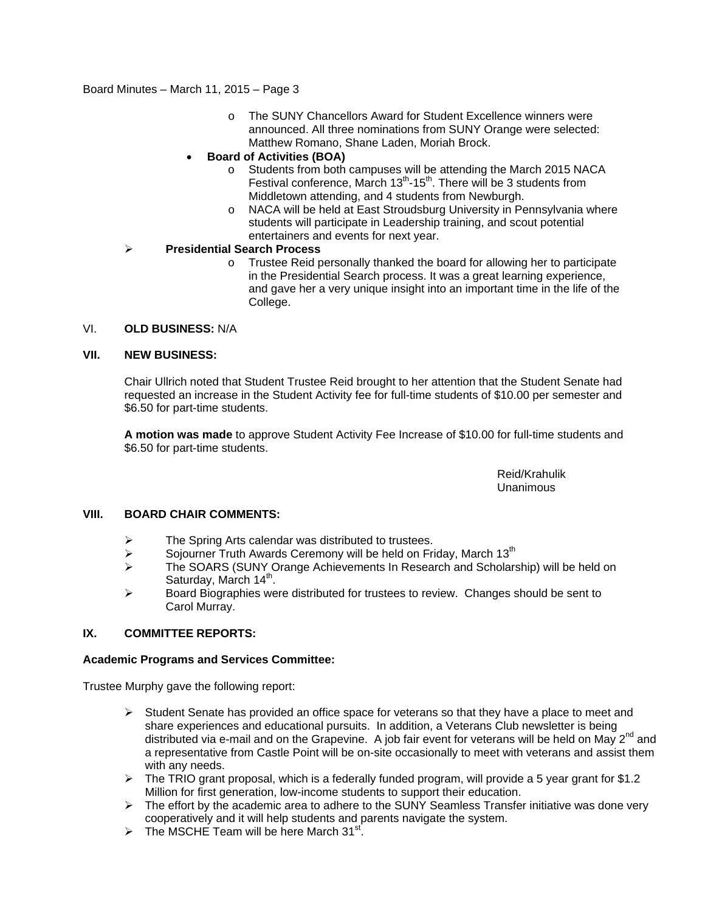- The SUNY Chancellors Award for Student Excellence winners were announced. All three nominations from SUNY Orange were selected: Matthew Romano, Shane Laden, Moriah Brock.

- **Board of Activities (BOA)**
  - Students from both campuses will be attending the March 2015 NACA Festival conference, March 13th-15th. There will be 3 students from Middletown attending, and 4 students from Newburgh.
  - NACA will be held at East Stroudsburg University in Pennsylvania where students will participate in Leadership training, and scout potential entertainers and events for next year.

- **Presidential Search Process**
  - Trustee Reid personally thanked the board for allowing her to participate in the Presidential Search process. It was a great learning experience, and gave her a very unique insight into an important time in the life of the College.

VI. **OLD BUSINESS:** N/A

## VII. NEW BUSINESS:

Chair Ullrich noted that Student Trustee Reid brought to her attention that the Student Senate had requested an increase in the Student Activity fee for full-time students of $10.00 per semester and $6.50 for part-time students.

**A motion was made** to approve Student Activity Fee Increase of $10.00 for full-time students and $6.50 for part-time students.

Reid/Krahulik
Unanimous

## VIII. BOARD CHAIR COMMENTS:

- The Spring Arts calendar was distributed to trustees.
- Sojourner Truth Awards Ceremony will be held on Friday, March 13th
- The SOARS (SUNY Orange Achievements In Research and Scholarship) will be held on Saturday, March 14th.
- Board Biographies were distributed for trustees to review. Changes should be sent to Carol Murray.

## IX. COMMITTEE REPORTS:

**Academic Programs and Services Committee:**

Trustee Murphy gave the following report:

- Student Senate has provided an office space for veterans so that they have a place to meet and share experiences and educational pursuits. In addition, a Veterans Club newsletter is being distributed via e-mail and on the Grapevine. A job fair event for veterans will be held on May 2nd and a representative from Castle Point will be on-site occasionally to meet with veterans and assist them with any needs.
- The TRIO grant proposal, which is a federally funded program, will provide a 5 year grant for $1.2 Million for first generation, low-income students to support their education.
- The effort by the academic area to adhere to the SUNY Seamless Transfer initiative was done very cooperatively and it will help students and parents navigate the system.
- The MSCHE Team will be here March 31st.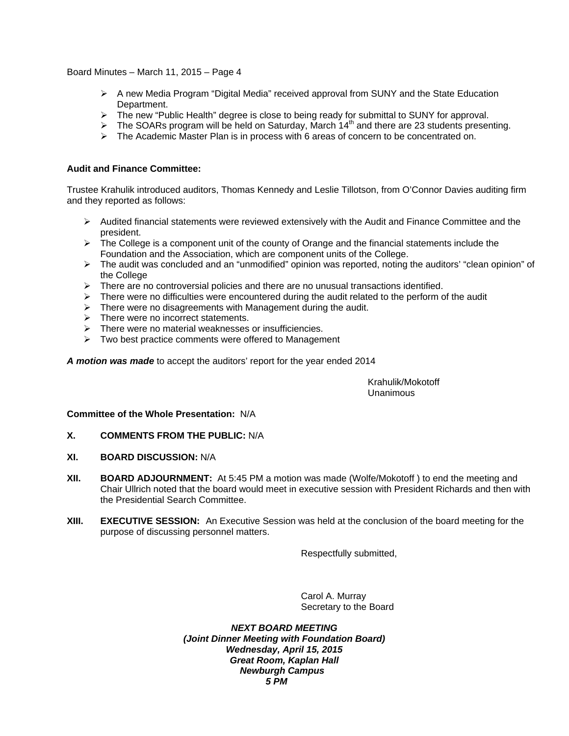- A new Media Program "Digital Media" received approval from SUNY and the State Education Department.
- The new "Public Health" degree is close to being ready for submittal to SUNY for approval.
- The SOARs program will be held on Saturday, March 14th and there are 23 students presenting.
- The Academic Master Plan is in process with 6 areas of concern to be concentrated on.

**Audit and Finance Committee:**

Trustee Krahulik introduced auditors, Thomas Kennedy and Leslie Tillotson, from O'Connor Davies auditing firm and they reported as follows:

- Audited financial statements were reviewed extensively with the Audit and Finance Committee and the president.
- The College is a component unit of the county of Orange and the financial statements include the Foundation and the Association, which are component units of the College.
- The audit was concluded and an "unmodified" opinion was reported, noting the auditors' "clean opinion" of the College
- There are no controversial policies and there are no unusual transactions identified.
- There were no difficulties were encountered during the audit related to the perform of the audit
- There were no disagreements with Management during the audit.
- There were no incorrect statements.
- There were no material weaknesses or insufficiencies.
- Two best practice comments were offered to Management

***A motion was made*** to accept the auditors' report for the year ended 2014

Krahulik/Mokotoff
Unanimous

**Committee of the Whole Presentation:** N/A

**X. COMMENTS FROM THE PUBLIC:** N/A

**XI. BOARD DISCUSSION:** N/A

**XII. BOARD ADJOURNMENT:** At 5:45 PM a motion was made (Wolfe/Mokotoff ) to end the meeting and Chair Ullrich noted that the board would meet in executive session with President Richards and then with the Presidential Search Committee.

**XIII. EXECUTIVE SESSION:** An Executive Session was held at the conclusion of the board meeting for the purpose of discussing personnel matters.

Respectfully submitted,

Carol A. Murray
Secretary to the Board

***NEXT BOARD MEETING***
***(Joint Dinner Meeting with Foundation Board)***
***Wednesday, April 15, 2015***
***Great Room, Kaplan Hall***
***Newburgh Campus***
***5 PM***